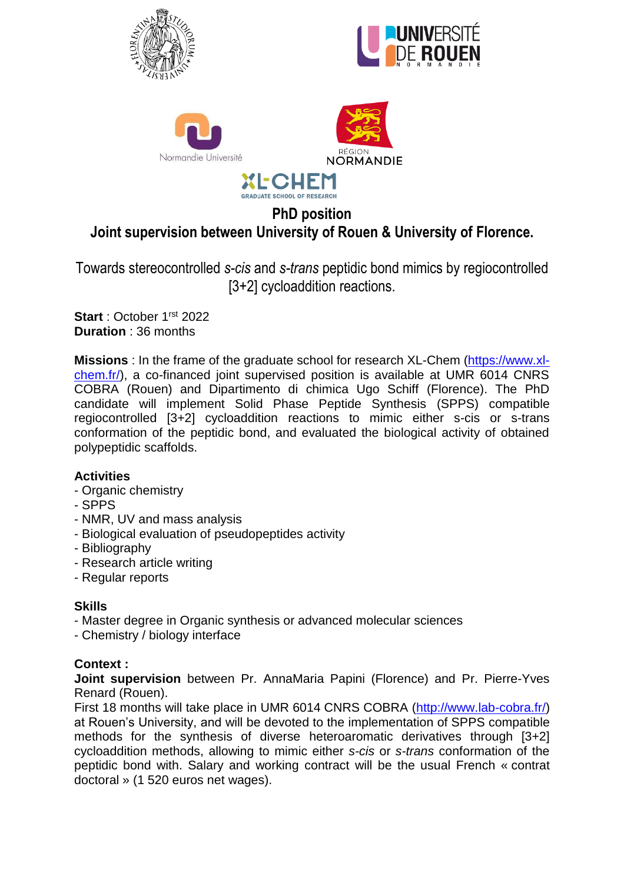# PhD position

## Joint supervision between University of Rouen & University of Florence.

Towards stereocontrolled *s-cis* and *s-trans* peptidic bond mimics by regiocontrolled [3+2] cycloaddition reactions.

**Start** : October 1rst 2022
**Duration** : 36 months

**Missions** : In the frame of the graduate school for research XL-Chem (https://www.xl-chem.fr/), a co-financed joint supervised position is available at UMR 6014 CNRS COBRA (Rouen) and Dipartimento di chimica Ugo Schiff (Florence). The PhD candidate will implement Solid Phase Peptide Synthesis (SPPS) compatible regiocontrolled [3+2] cycloaddition reactions to mimic either s-cis or s-trans conformation of the peptidic bond, and evaluated the biological activity of obtained polypeptidic scaffolds.

**Activities**
- Organic chemistry
- SPPS
- NMR, UV and mass analysis
- Biological evaluation of pseudopeptides activity
- Bibliography
- Research article writing
- Regular reports

**Skills**
- Master degree in Organic synthesis or advanced molecular sciences
- Chemistry / biology interface

**Context :**
**Joint supervision** between Pr. AnnaMaria Papini (Florence) and Pr. Pierre-Yves Renard (Rouen).
First 18 months will take place in UMR 6014 CNRS COBRA (http://www.lab-cobra.fr/) at Rouen's University, and will be devoted to the implementation of SPPS compatible methods for the synthesis of diverse heteroaromatic derivatives through [3+2] cycloaddition methods, allowing to mimic either *s-cis* or *s-trans* conformation of the peptidic bond with. Salary and working contract will be the usual French « contrat doctoral » (1 520 euros net wages).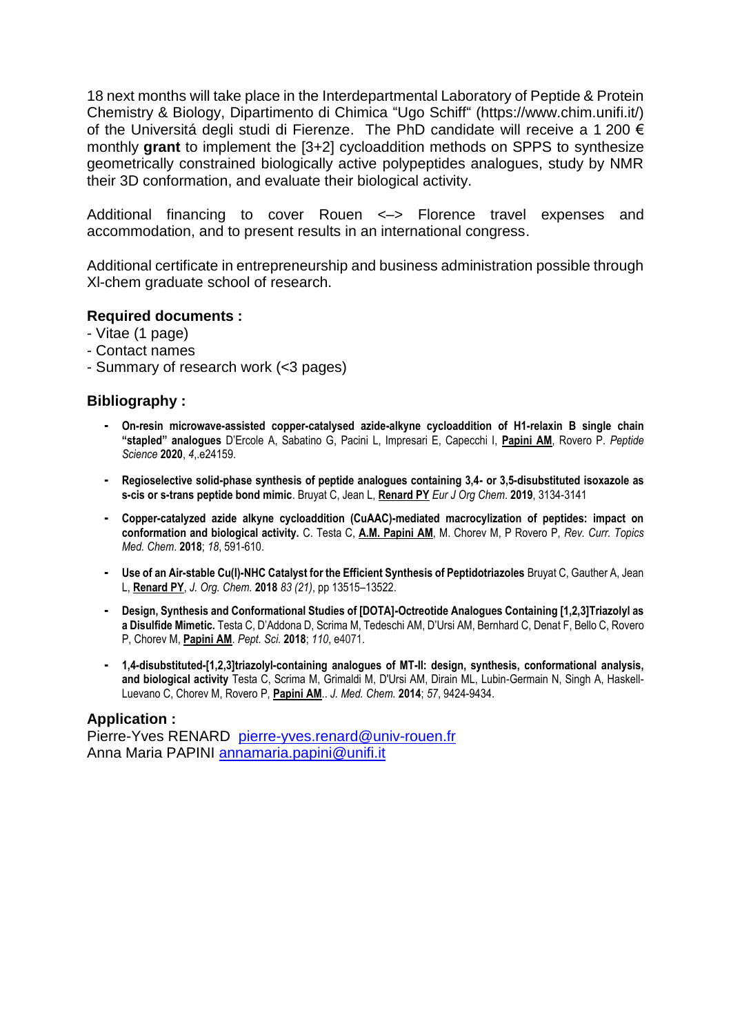18 next months will take place in the Interdepartmental Laboratory of Peptide & Protein Chemistry & Biology, Dipartimento di Chimica "Ugo Schiff" (https://www.chim.unifi.it/) of the Universitá degli studi di Fierenze. The PhD candidate will receive a 1 200 € monthly **grant** to implement the [3+2] cycloaddition methods on SPPS to synthesize geometrically constrained biologically active polypeptides analogues, study by NMR their 3D conformation, and evaluate their biological activity.

Additional financing to cover Rouen <–> Florence travel expenses and accommodation, and to present results in an international congress.

Additional certificate in entrepreneurship and business administration possible through Xl-chem graduate school of research.

### Required documents :

- Vitae (1 page)
- Contact names
- Summary of research work (<3 pages)

### Bibliography :

- **On-resin microwave-assisted copper-catalysed azide-alkyne cycloaddition of H1-relaxin B single chain "stapled" analogues** D'Ercole A, Sabatino G, Pacini L, Impresari E, Capecchi I, **Papini AM**, Rovero P. *Peptide Science* **2020**, *4*,.e24159.
- **Regioselective solid-phase synthesis of peptide analogues containing 3,4- or 3,5-disubstituted isoxazole as s-cis or s-trans peptide bond mimic**. Bruyat C, Jean L, **Renard PY** *Eur J Org Chem*. **2019**, 3134-3141
- **Copper-catalyzed azide alkyne cycloaddition (CuAAC)-mediated macrocylization of peptides: impact on conformation and biological activity.** C. Testa C, **A.M. Papini AM**, M. Chorev M, P Rovero P, *Rev. Curr. Topics Med. Chem*. **2018**; *18*, 591-610.
- **Use of an Air-stable Cu(I)-NHC Catalyst for the Efficient Synthesis of Peptidotriazoles** Bruyat C, Gauther A, Jean L, **Renard PY**, *J. Org. Chem.* **2018** *83 (21)*, pp 13515–13522.
- **Design, Synthesis and Conformational Studies of [DOTA]-Octreotide Analogues Containing [1,2,3]Triazolyl as a Disulfide Mimetic.** Testa C, D'Addona D, Scrima M, Tedeschi AM, D'Ursi AM, Bernhard C, Denat F, Bello C, Rovero P, Chorev M, **Papini AM**. *Pept. Sci.* **2018**; *110*, e4071.
- **1,4-disubstituted-[1,2,3]triazolyl-containing analogues of MT-II: design, synthesis, conformational analysis, and biological activity** Testa C, Scrima M, Grimaldi M, D'Ursi AM, Dirain ML, Lubin-Germain N, Singh A, Haskell-Luevano C, Chorev M, Rovero P, **Papini AM**.. *J. Med. Chem.* **2014**; *57*, 9424-9434.

### Application :

Pierre-Yves RENARD pierre-yves.renard@univ-rouen.fr
Anna Maria PAPINI annamaria.papini@unifi.it